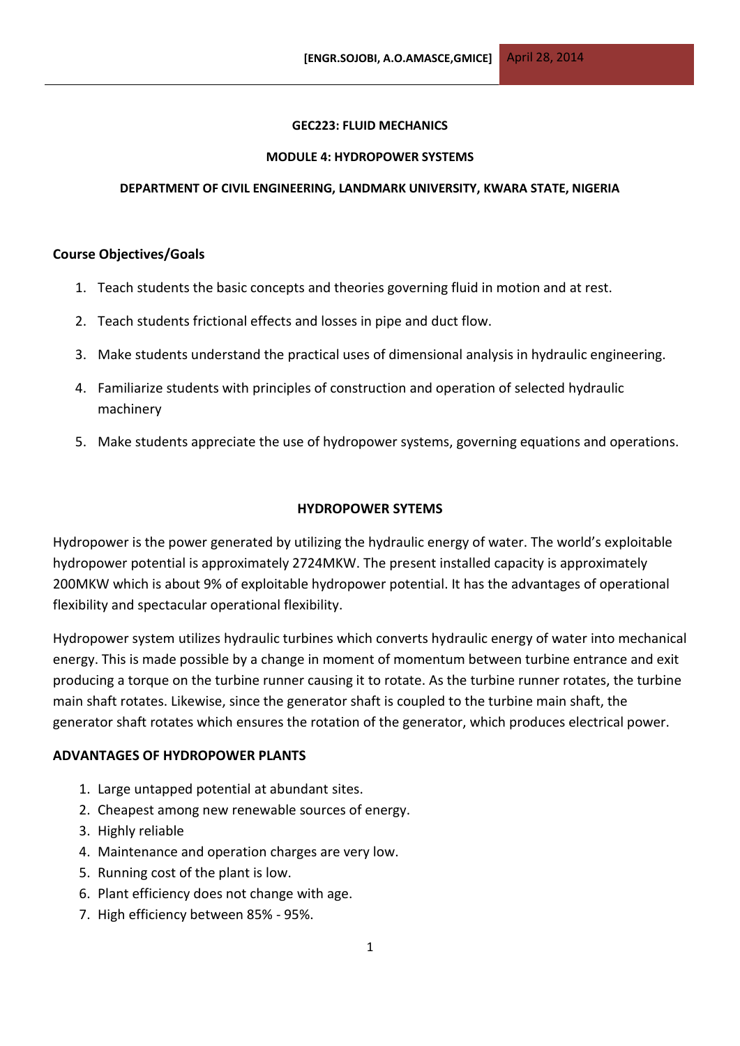**GEC223: FLUID MECHANICS**

**MODULE 4: HYDROPOWER SYSTEMS**

**DEPARTMENT OF CIVIL ENGINEERING, LANDMARK UNIVERSITY, KWARA STATE, NIGERIA**

## Course Objectives/Goals

1. Teach students the basic concepts and theories governing fluid in motion and at rest.
2. Teach students frictional effects and losses in pipe and duct flow.
3. Make students understand the practical uses of dimensional analysis in hydraulic engineering.
4. Familiarize students with principles of construction and operation of selected hydraulic machinery
5. Make students appreciate the use of hydropower systems, governing equations and operations.

## HYDROPOWER SYTEMS

Hydropower is the power generated by utilizing the hydraulic energy of water. The world's exploitable hydropower potential is approximately 2724MKW. The present installed capacity is approximately 200MKW which is about 9% of exploitable hydropower potential. It has the advantages of operational flexibility and spectacular operational flexibility.

Hydropower system utilizes hydraulic turbines which converts hydraulic energy of water into mechanical energy. This is made possible by a change in moment of momentum between turbine entrance and exit producing a torque on the turbine runner causing it to rotate. As the turbine runner rotates, the turbine main shaft rotates. Likewise, since the generator shaft is coupled to the turbine main shaft, the generator shaft rotates which ensures the rotation of the generator, which produces electrical power.

### ADVANTAGES OF HYDROPOWER PLANTS

1. Large untapped potential at abundant sites.
2. Cheapest among new renewable sources of energy.
3. Highly reliable
4. Maintenance and operation charges are very low.
5. Running cost of the plant is low.
6. Plant efficiency does not change with age.
7. High efficiency between 85% - 95%.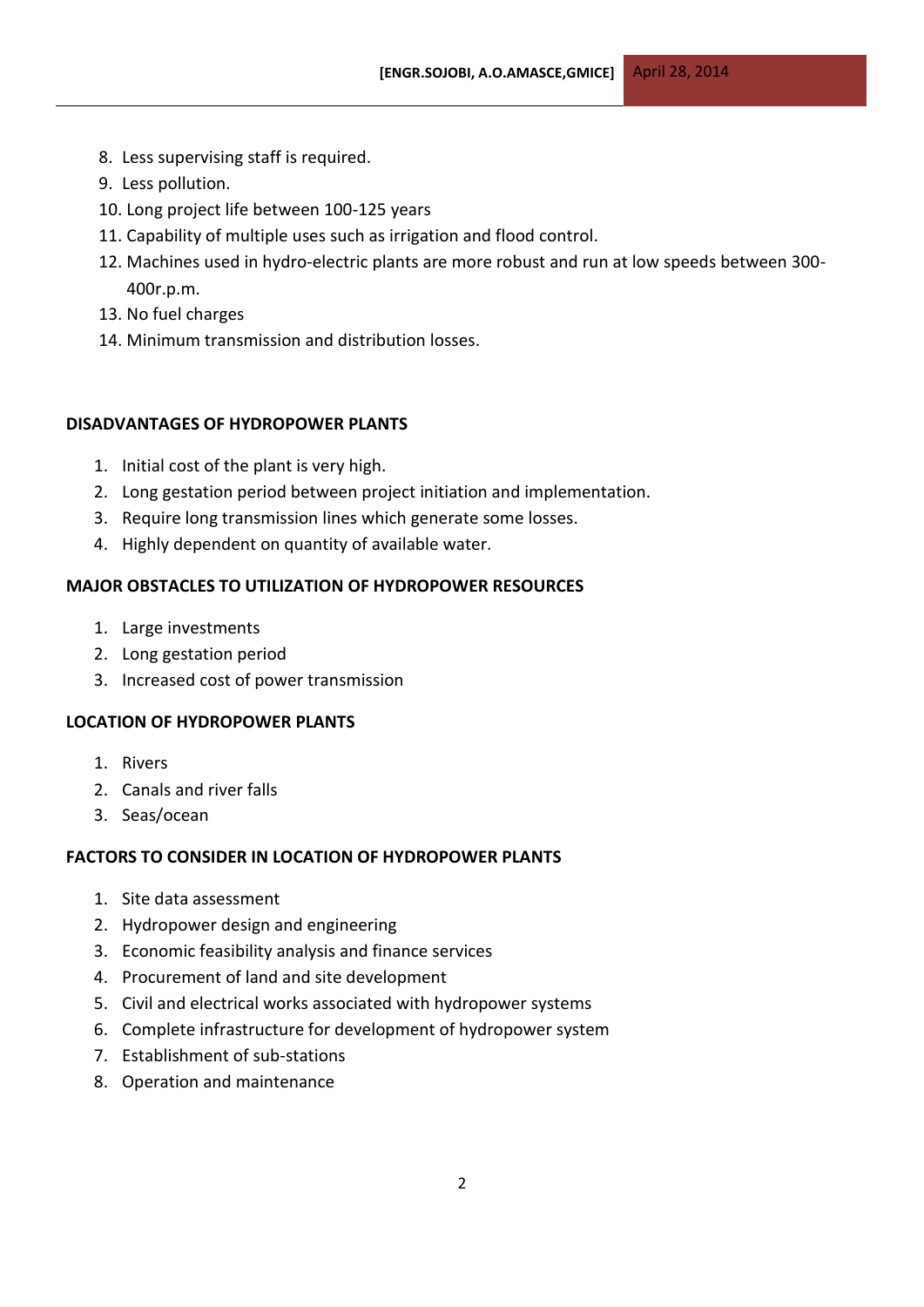8. Less supervising staff is required.
9. Less pollution.
10. Long project life between 100-125 years
11. Capability of multiple uses such as irrigation and flood control.
12. Machines used in hydro-electric plants are more robust and run at low speeds between 300-400r.p.m.
13. No fuel charges
14. Minimum transmission and distribution losses.

## DISADVANTAGES OF HYDROPOWER PLANTS

1. Initial cost of the plant is very high.
2. Long gestation period between project initiation and implementation.
3. Require long transmission lines which generate some losses.
4. Highly dependent on quantity of available water.

## MAJOR OBSTACLES TO UTILIZATION OF HYDROPOWER RESOURCES

1. Large investments
2. Long gestation period
3. Increased cost of power transmission

## LOCATION OF HYDROPOWER PLANTS

1. Rivers
2. Canals and river falls
3. Seas/ocean

## FACTORS TO CONSIDER IN LOCATION OF HYDROPOWER PLANTS

1. Site data assessment
2. Hydropower design and engineering
3. Economic feasibility analysis and finance services
4. Procurement of land and site development
5. Civil and electrical works associated with hydropower systems
6. Complete infrastructure for development of hydropower system
7. Establishment of sub-stations
8. Operation and maintenance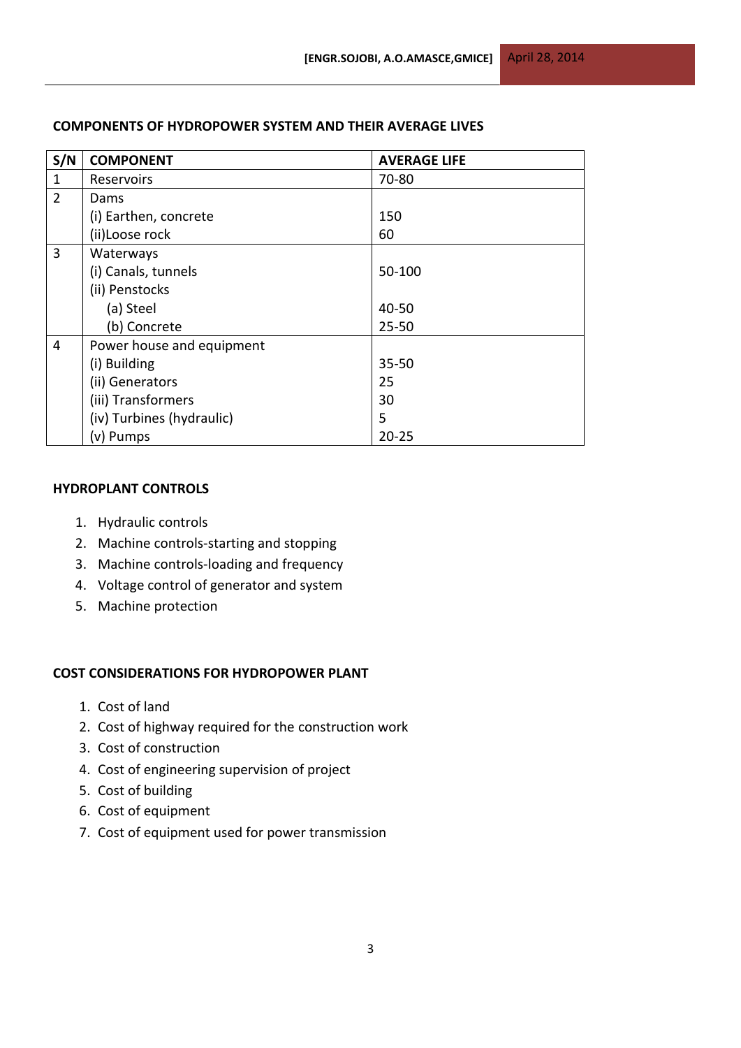## COMPONENTS OF HYDROPOWER SYSTEM AND THEIR AVERAGE LIVES

| S/N | COMPONENT | AVERAGE LIFE |
|---|---|---|
| 1 | Reservoirs | 70-80 |
| 2 | Dams | |
| | (i) Earthen, concrete | 150 |
| | (ii)Loose rock | 60 |
| 3 | Waterways | |
| | (i) Canals, tunnels | 50-100 |
| | (ii) Penstocks | |
| | (a) Steel | 40-50 |
| | (b) Concrete | 25-50 |
| 4 | Power house and equipment | |
| | (i) Building | 35-50 |
| | (ii) Generators | 25 |
| | (iii) Transformers | 30 |
| | (iv) Turbines (hydraulic) | 5 |
| | (v) Pumps | 20-25 |

## HYDROPLANT CONTROLS

1. Hydraulic controls
2. Machine controls-starting and stopping
3. Machine controls-loading and frequency
4. Voltage control of generator and system
5. Machine protection

## COST CONSIDERATIONS FOR HYDROPOWER PLANT

1. Cost of land
2. Cost of highway required for the construction work
3. Cost of construction
4. Cost of engineering supervision of project
5. Cost of building
6. Cost of equipment
7. Cost of equipment used for power transmission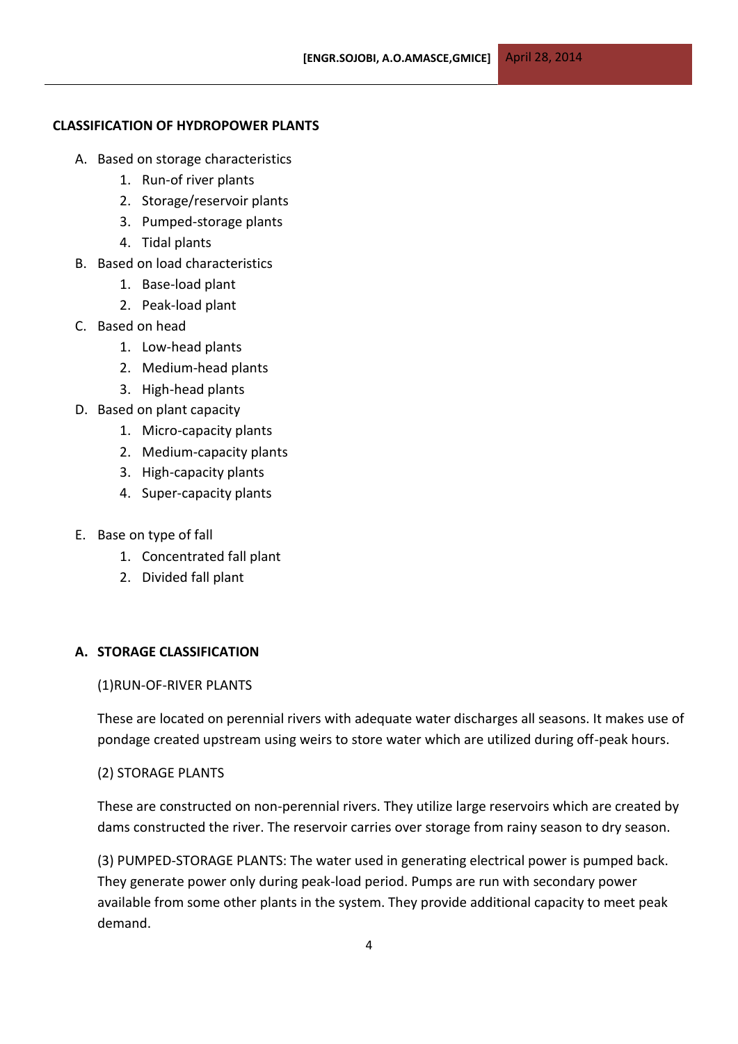## CLASSIFICATION OF HYDROPOWER PLANTS

A. Based on storage characteristics
   1. Run-of river plants
   2. Storage/reservoir plants
   3. Pumped-storage plants
   4. Tidal plants
B. Based on load characteristics
   1. Base-load plant
   2. Peak-load plant
C. Based on head
   1. Low-head plants
   2. Medium-head plants
   3. High-head plants
D. Based on plant capacity
   1. Micro-capacity plants
   2. Medium-capacity plants
   3. High-capacity plants
   4. Super-capacity plants
E. Base on type of fall
   1. Concentrated fall plant
   2. Divided fall plant

### A. STORAGE CLASSIFICATION

(1)RUN-OF-RIVER PLANTS

These are located on perennial rivers with adequate water discharges all seasons. It makes use of pondage created upstream using weirs to store water which are utilized during off-peak hours.

(2) STORAGE PLANTS

These are constructed on non-perennial rivers. They utilize large reservoirs which are created by dams constructed the river. The reservoir carries over storage from rainy season to dry season.

(3) PUMPED-STORAGE PLANTS: The water used in generating electrical power is pumped back. They generate power only during peak-load period. Pumps are run with secondary power available from some other plants in the system. They provide additional capacity to meet peak demand.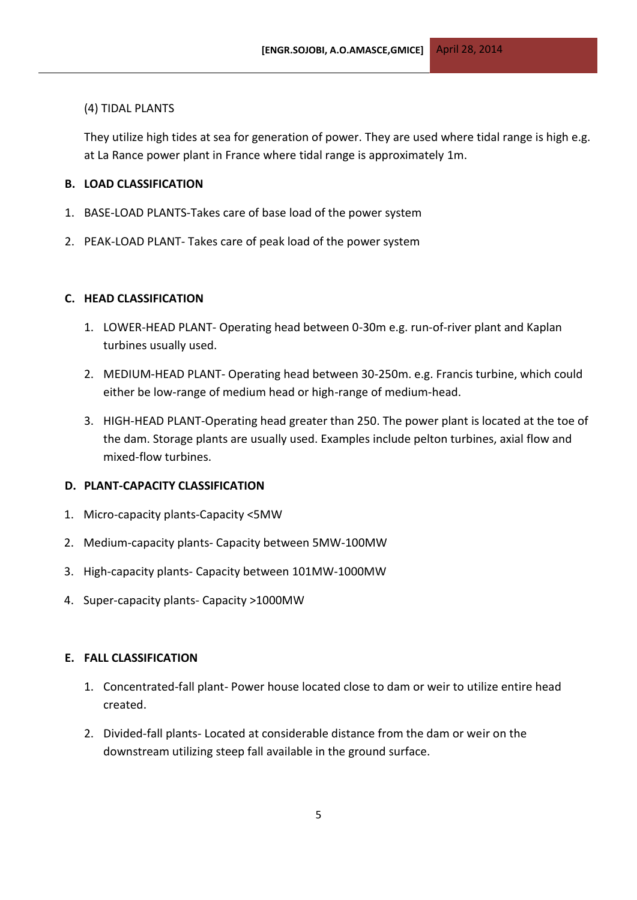(4) TIDAL PLANTS

They utilize high tides at sea for generation of power. They are used where tidal range is high e.g. at La Rance power plant in France where tidal range is approximately 1m.

**B. LOAD CLASSIFICATION**

1. BASE-LOAD PLANTS-Takes care of base load of the power system
2. PEAK-LOAD PLANT- Takes care of peak load of the power system

**C. HEAD CLASSIFICATION**

1. LOWER-HEAD PLANT- Operating head between 0-30m e.g. run-of-river plant and Kaplan turbines usually used.
2. MEDIUM-HEAD PLANT- Operating head between 30-250m. e.g. Francis turbine, which could either be low-range of medium head or high-range of medium-head.
3. HIGH-HEAD PLANT-Operating head greater than 250. The power plant is located at the toe of the dam. Storage plants are usually used. Examples include pelton turbines, axial flow and mixed-flow turbines.

**D. PLANT-CAPACITY CLASSIFICATION**

1. Micro-capacity plants-Capacity <5MW
2. Medium-capacity plants- Capacity between 5MW-100MW
3. High-capacity plants- Capacity between 101MW-1000MW
4. Super-capacity plants- Capacity >1000MW

**E. FALL CLASSIFICATION**

1. Concentrated-fall plant- Power house located close to dam or weir to utilize entire head created.
2. Divided-fall plants- Located at considerable distance from the dam or weir on the downstream utilizing steep fall available in the ground surface.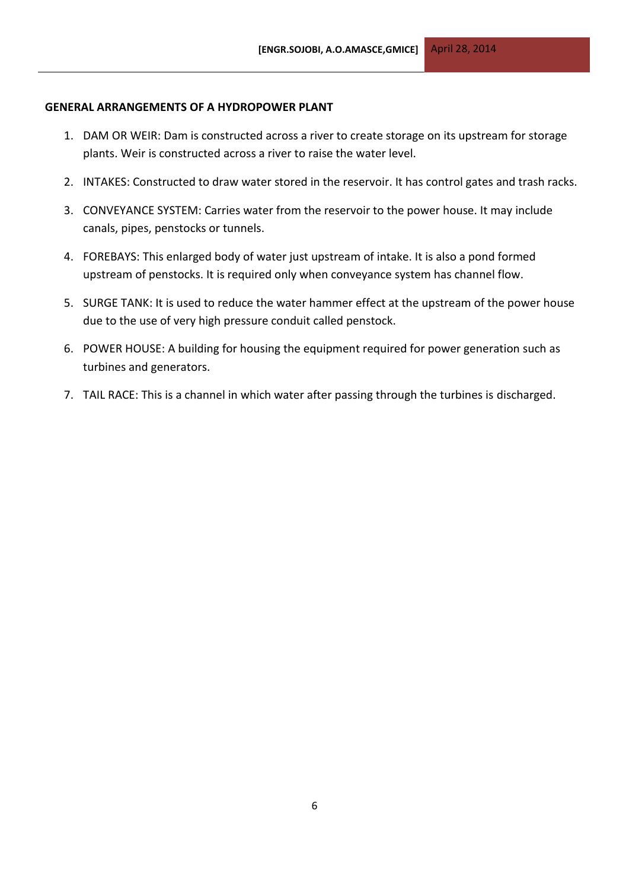**GENERAL ARRANGEMENTS OF A HYDROPOWER PLANT**

1. DAM OR WEIR: Dam is constructed across a river to create storage on its upstream for storage plants. Weir is constructed across a river to raise the water level.
2. INTAKES: Constructed to draw water stored in the reservoir. It has control gates and trash racks.
3. CONVEYANCE SYSTEM: Carries water from the reservoir to the power house. It may include canals, pipes, penstocks or tunnels.
4. FOREBAYS: This enlarged body of water just upstream of intake. It is also a pond formed upstream of penstocks. It is required only when conveyance system has channel flow.
5. SURGE TANK: It is used to reduce the water hammer effect at the upstream of the power house due to the use of very high pressure conduit called penstock.
6. POWER HOUSE: A building for housing the equipment required for power generation such as turbines and generators.
7. TAIL RACE: This is a channel in which water after passing through the turbines is discharged.